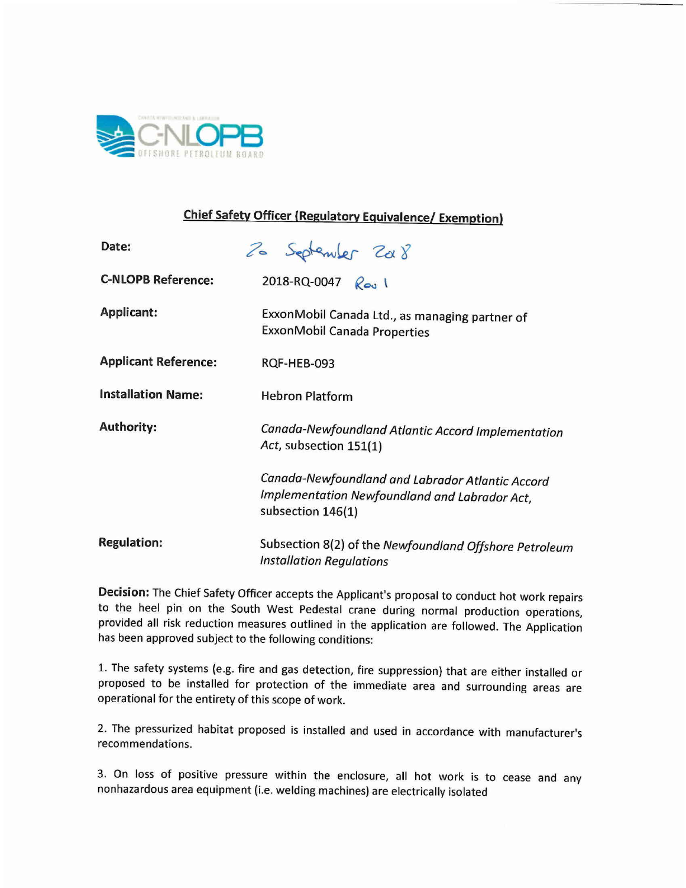C-NLOPB

CANADA-NEWFOUNDLAND & LABRADOR OFFSHORE PETROLEUM BOARD

## Chief Safety Officer (Regulatory Equivalence/ Exemption)

| | |
|---|---|
| **Date:** | 20 September 2018 |
| **C-NLOPB Reference:** | 2018-RQ-0047 Rev 1 |
| **Applicant:** | ExxonMobil Canada Ltd., as managing partner of ExxonMobil Canada Properties |
| **Applicant Reference:** | RQF-HEB-093 |
| **Installation Name:** | Hebron Platform |
| **Authority:** | *Canada-Newfoundland Atlantic Accord Implementation Act*, subsection 151(1)<br><br>*Canada-Newfoundland and Labrador Atlantic Accord Implementation Newfoundland and Labrador Act*, subsection 146(1) |
| **Regulation:** | Subsection 8(2) of the *Newfoundland Offshore Petroleum Installation Regulations* |

**Decision:** The Chief Safety Officer accepts the Applicant's proposal to conduct hot work repairs to the heel pin on the South West Pedestal crane during normal production operations, provided all risk reduction measures outlined in the application are followed. The Application has been approved subject to the following conditions:

1. The safety systems (e.g. fire and gas detection, fire suppression) that are either installed or proposed to be installed for protection of the immediate area and surrounding areas are operational for the entirety of this scope of work.

2. The pressurized habitat proposed is installed and used in accordance with manufacturer's recommendations.

3. On loss of positive pressure within the enclosure, all hot work is to cease and any nonhazardous area equipment (i.e. welding machines) are electrically isolated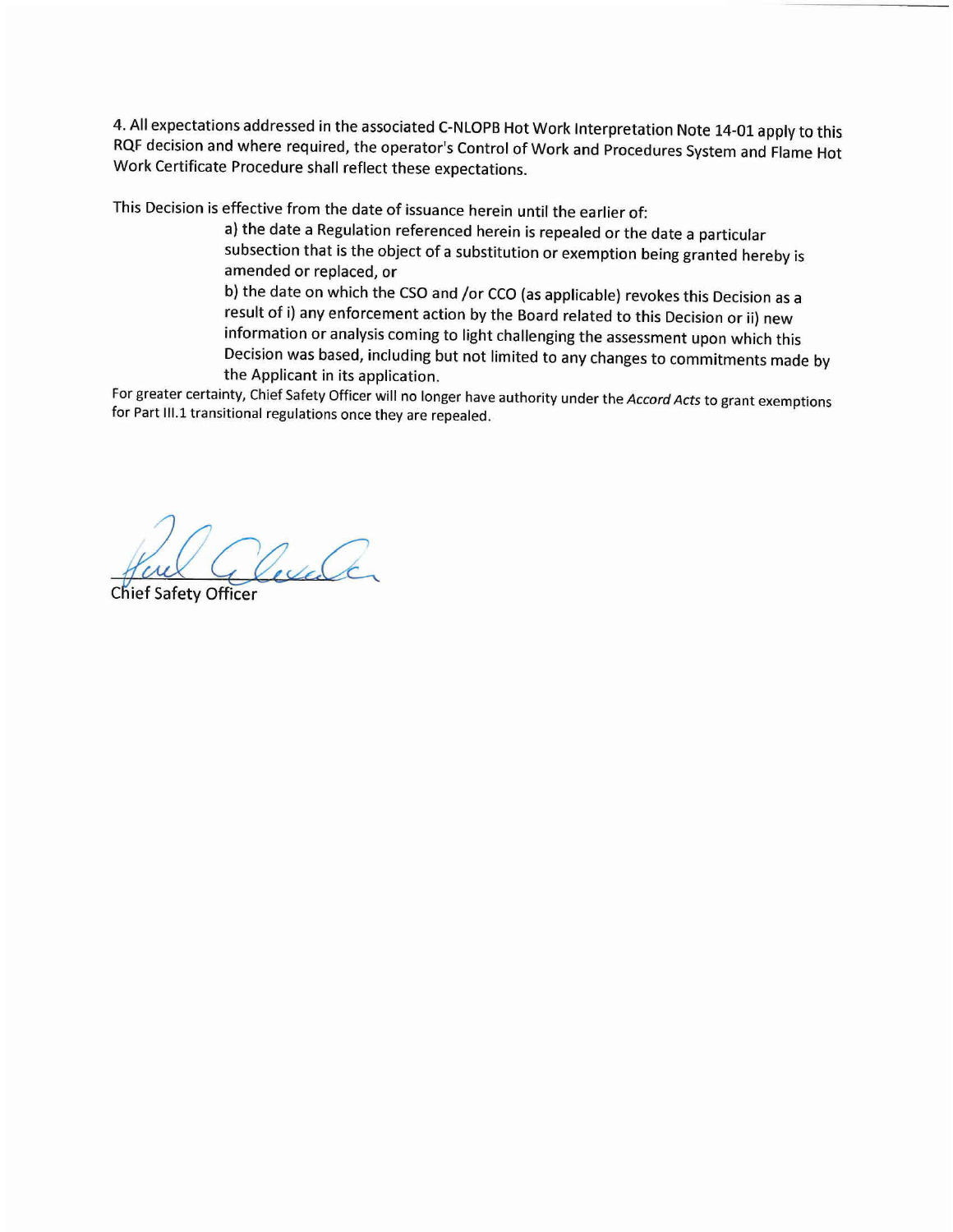4. All expectations addressed in the associated C-NLOPB Hot Work Interpretation Note 14-01 apply to this RQF decision and where required, the operator's Control of Work and Procedures System and Flame Hot Work Certificate Procedure shall reflect these expectations.

This Decision is effective from the date of issuance herein until the earlier of:

a) the date a Regulation referenced herein is repealed or the date a particular subsection that is the object of a substitution or exemption being granted hereby is amended or replaced, or

b) the date on which the CSO and /or CCO (as applicable) revokes this Decision as a result of i) any enforcement action by the Board related to this Decision or ii) new information or analysis coming to light challenging the assessment upon which this Decision was based, including but not limited to any changes to commitments made by the Applicant in its application.

For greater certainty, Chief Safety Officer will no longer have authority under the *Accord Acts* to grant exemptions for Part III.1 transitional regulations once they are repealed.

Chief Safety Officer